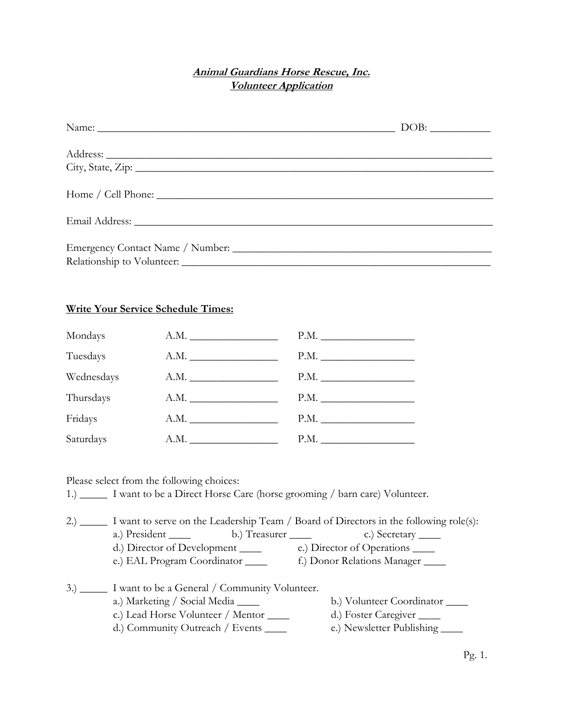***Animal Guardians Horse Rescue, Inc.***
***Volunteer Application***

Name: ______________________________________________________ DOB: ___________

Address: _______________________________________________________________________
City, State, Zip: ____________________________________________________________________

Home / Cell Phone: _________________________________________________________________

Email Address: _____________________________________________________________________

Emergency Contact Name / Number: ________________________________________________
Relationship to Volunteer: ____________________________________________________________

**Write Your Service Schedule Times:**

| | | |
|---|---|---|
| Mondays | A.M. ________________ | P.M. _________________ |
| Tuesdays | A.M. ________________ | P.M. _________________ |
| Wednesdays | A.M. ________________ | P.M. _________________ |
| Thursdays | A.M. ________________ | P.M. _________________ |
| Fridays | A.M. ________________ | P.M. _________________ |
| Saturdays | A.M. ________________ | P.M. _________________ |

Please select from the following choices:

1.) _____ I want to be a Direct Horse Care (horse grooming / barn care) Volunteer.

2.) _____ I want to serve on the Leadership Team / Board of Directors in the following role(s):
- a.) President ____ b.) Treasurer ____ c.) Secretary ____
- d.) Director of Development ____ e.) Director of Operations ____
- e.) EAL Program Coordinator ____ f.) Donor Relations Manager ____

3.) _____ I want to be a General / Community Volunteer.
- a.) Marketing / Social Media ____ b.) Volunteer Coordinator ____
- c.) Lead Horse Volunteer / Mentor ____ d.) Foster Caregiver ____
- d.) Community Outreach / Events ____ e.) Newsletter Publishing ____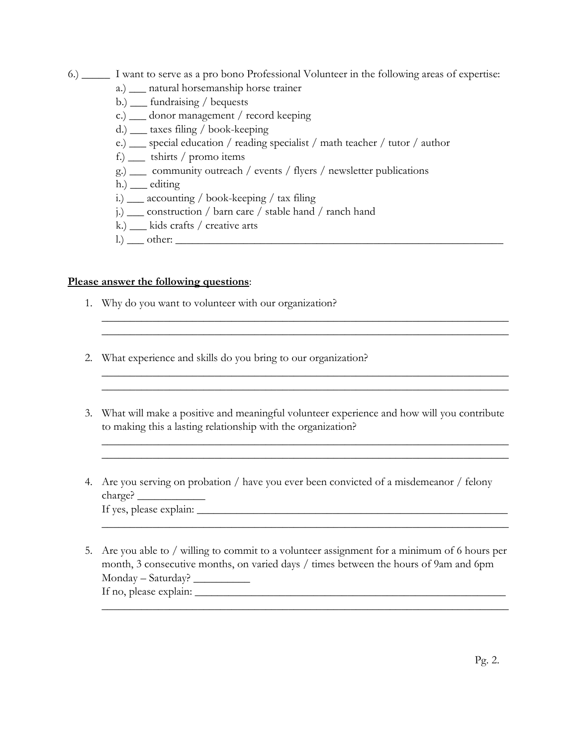6.) _____ I want to serve as a pro bono Professional Volunteer in the following areas of expertise:

a.) ___ natural horsemanship horse trainer
b.) ___ fundraising / bequests
c.) ___ donor management / record keeping
d.) ___ taxes filing / book-keeping
e.) ___ special education / reading specialist / math teacher / tutor / author
f.) ___ tshirts / promo items
g.) ___ community outreach / events / flyers / newsletter publications
h.) ___ editing
i.) ___ accounting / book-keeping / tax filing
j.) ___ construction / barn care / stable hand / ranch hand
k.) ___ kids crafts / creative arts
l.) ___ other: ____________________________________________________________

**<u>Please answer the following questions</u>**:

1. Why do you want to volunteer with our organization?
   ________________________________________________________________________
   ________________________________________________________________________

2. What experience and skills do you bring to our organization?
   ________________________________________________________________________
   ________________________________________________________________________

3. What will make a positive and meaningful volunteer experience and how will you contribute to making this a lasting relationship with the organization?
   ________________________________________________________________________
   ________________________________________________________________________

4. Are you serving on probation / have you ever been convicted of a misdemeanor / felony charge? ____________
   If yes, please explain: ______________________________________________________
   ________________________________________________________________________

5. Are you able to / willing to commit to a volunteer assignment for a minimum of 6 hours per month, 3 consecutive months, on varied days / times between the hours of 9am and 6pm Monday – Saturday? __________
   If no, please explain: _______________________________________________________
   ________________________________________________________________________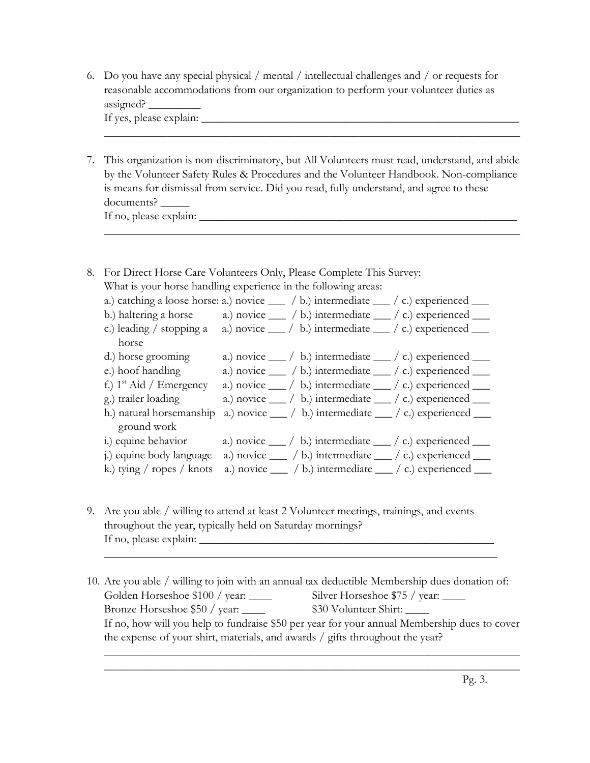6. Do you have any special physical / mental / intellectual challenges and / or requests for reasonable accommodations from our organization to perform your volunteer duties as assigned? _________
   If yes, please explain: ____________________________________________________________
   ______________________________________________________________________________

7. This organization is non-discriminatory, but All Volunteers must read, understand, and abide by the Volunteer Safety Rules & Procedures and the Volunteer Handbook. Non-compliance is means for dismissal from service. Did you read, fully understand, and agree to these documents? _____
   If no, please explain: ____________________________________________________________
   ______________________________________________________________________________

8. For Direct Horse Care Volunteers Only, Please Complete This Survey:
   What is your horse handling experience in the following areas:
   a.) catching a loose horse: a.) novice ___ / b.) intermediate ___ / c.) experienced ___
   b.) haltering a horse a.) novice ___ / b.) intermediate ___ / c.) experienced ___
   c.) leading / stopping a horse a.) novice ___ / b.) intermediate ___ / c.) experienced ___
   d.) horse grooming a.) novice ___ / b.) intermediate ___ / c.) experienced ___
   e.) hoof handling a.) novice ___ / b.) intermediate ___ / c.) experienced ___
   f.) 1st Aid / Emergency a.) novice ___ / b.) intermediate ___ / c.) experienced ___
   g.) trailer loading a.) novice ___ / b.) intermediate ___ / c.) experienced ___
   h.) natural horsemanship ground work a.) novice ___ / b.) intermediate ___ / c.) experienced ___
   i.) equine behavior a.) novice ___ / b.) intermediate ___ / c.) experienced ___
   j.) equine body language a.) novice ___ / b.) intermediate ___ / c.) experienced ___
   k.) tying / ropes / knots a.) novice ___ / b.) intermediate ___ / c.) experienced ___

9. Are you able / willing to attend at least 2 Volunteer meetings, trainings, and events throughout the year, typically held on Saturday mornings?
   If no, please explain: ____________________________________________________________
   ______________________________________________________________________________

10. Are you able / willing to join with an annual tax deductible Membership dues donation of:
    Golden Horseshoe $100 / year: ____ Silver Horseshoe $75 / year: ____
    Bronze Horseshoe $50 / year: ____ $30 Volunteer Shirt: ____
    If no, how will you help to fundraise $50 per year for your annual Membership dues to cover the expense of your shirt, materials, and awards / gifts throughout the year?
    ______________________________________________________________________________
    ______________________________________________________________________________